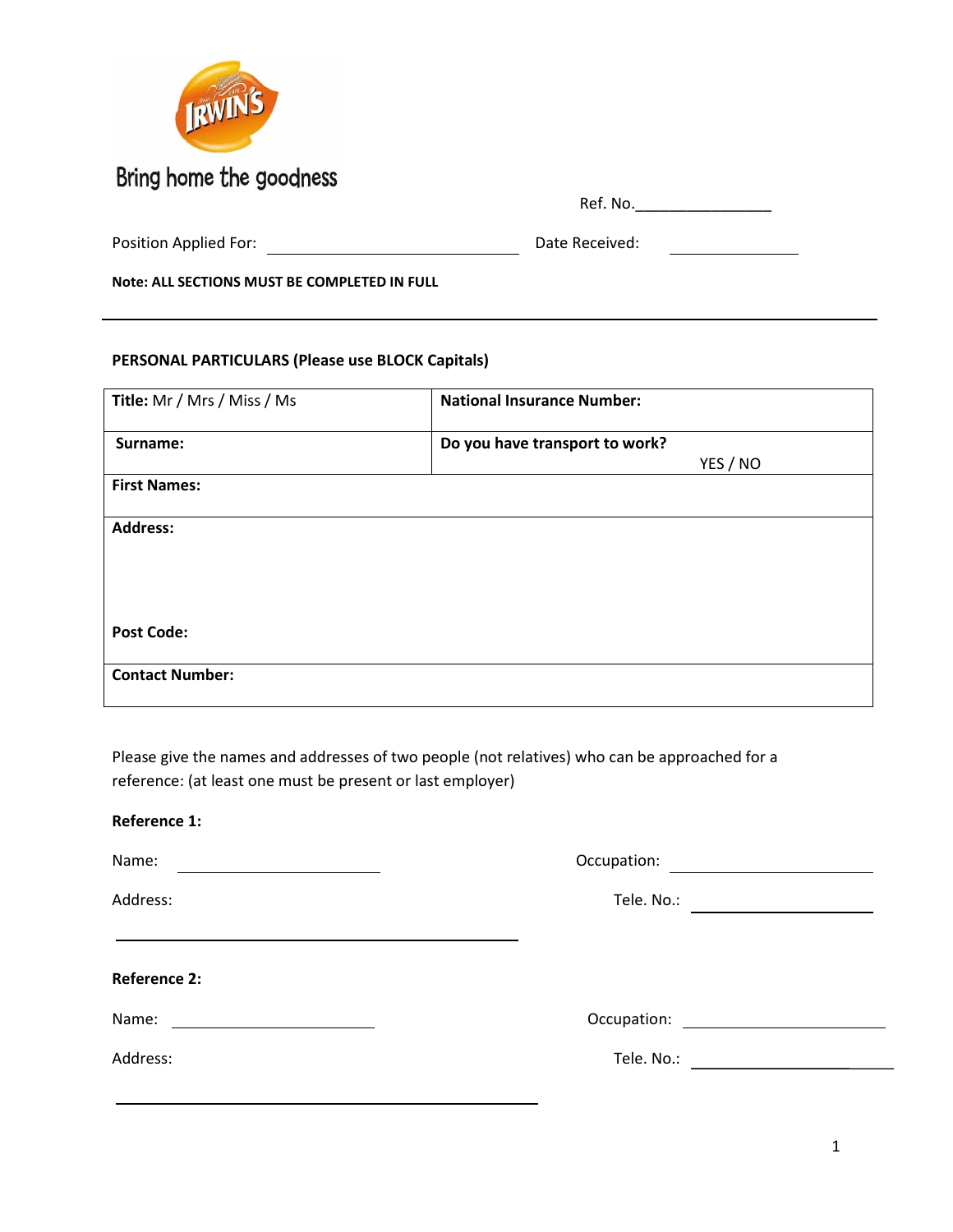Bring home the goodness

Ref. No.________________

Position Applied For: ______________________________ Date Received: _______________

**Note: ALL SECTIONS MUST BE COMPLETED IN FULL**

---

**PERSONAL PARTICULARS (Please use BLOCK Capitals)**

| **Title:** Mr / Mrs / Miss / Ms | **National Insurance Number:** |
|---|---|
| **Surname:** | **Do you have transport to work?** YES / NO |
| **First Names:** | |
| **Address:**<br><br><br>**Post Code:** | |
| **Contact Number:** | |

Please give the names and addresses of two people (not relatives) who can be approached for a reference: (at least one must be present or last employer)

**Reference 1:**

Name: ________________________ Occupation: ________________________

Address: Tele. No.: ________________________

_______________________________________________

**Reference 2:**

Name: ________________________ Occupation: ________________________

Address: Tele. No.: ________________________

_______________________________________________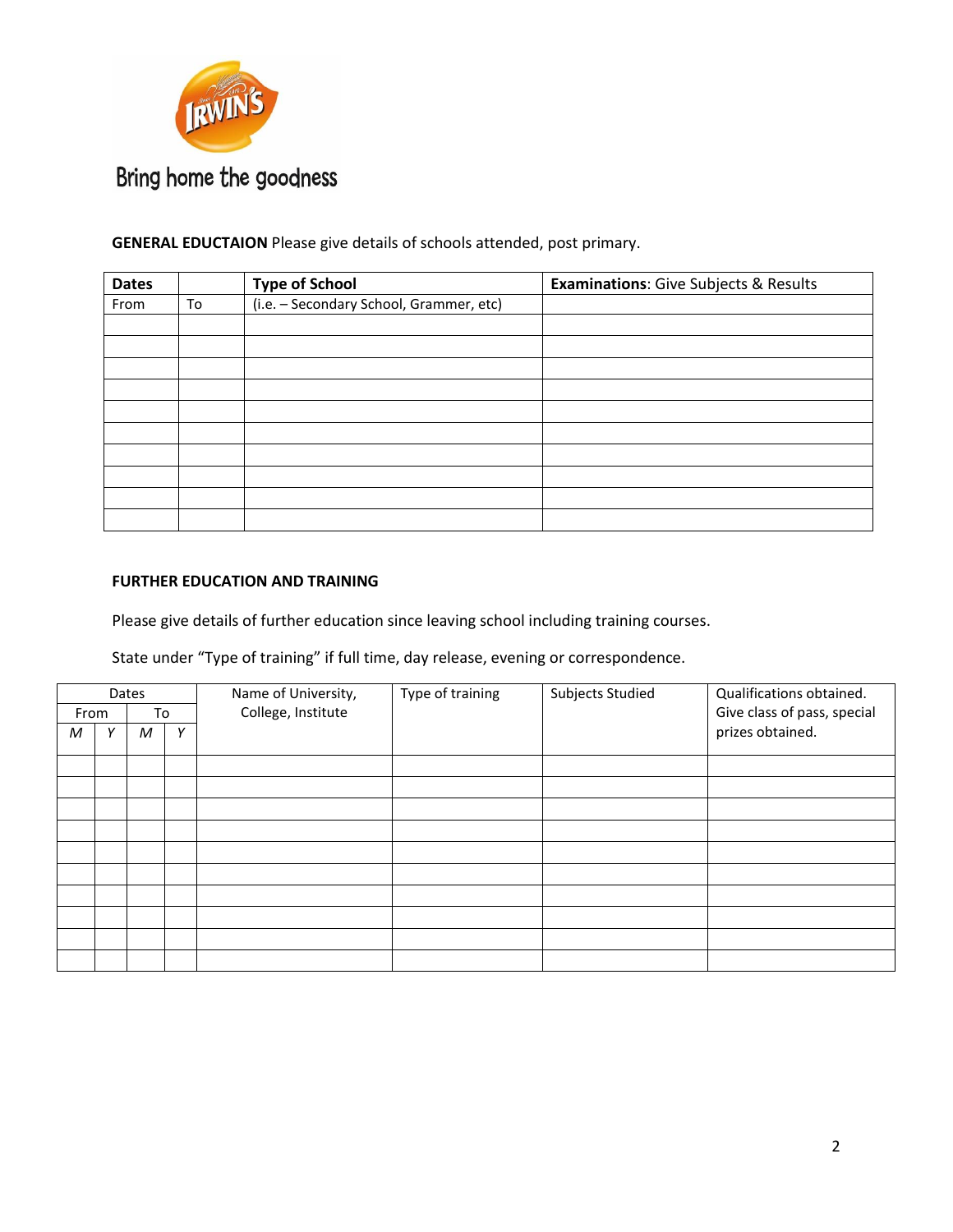Bring home the goodness

**GENERAL EDUCTAION** Please give details of schools attended, post primary.

| **Dates** | | **Type of School** | **Examinations**: Give Subjects & Results |
|---|---|---|---|
| From | To | (i.e. – Secondary School, Grammer, etc) | |
| | | | |
| | | | |
| | | | |
| | | | |
| | | | |
| | | | |
| | | | |
| | | | |
| | | | |
| | | | |

**FURTHER EDUCATION AND TRAINING**

Please give details of further education since leaving school including training courses.

State under "Type of training" if full time, day release, evening or correspondence.

| Dates | | | | Name of University, College, Institute | Type of training | Subjects Studied | Qualifications obtained. Give class of pass, special prizes obtained. |
|---|---|---|---|---|---|---|---|
| From | | To | | | | | |
| *M* | *Y* | *M* | *Y* | | | | |
| | | | | | | | |
| | | | | | | | |
| | | | | | | | |
| | | | | | | | |
| | | | | | | | |
| | | | | | | | |
| | | | | | | | |
| | | | | | | | |
| | | | | | | | |
| | | | | | | | |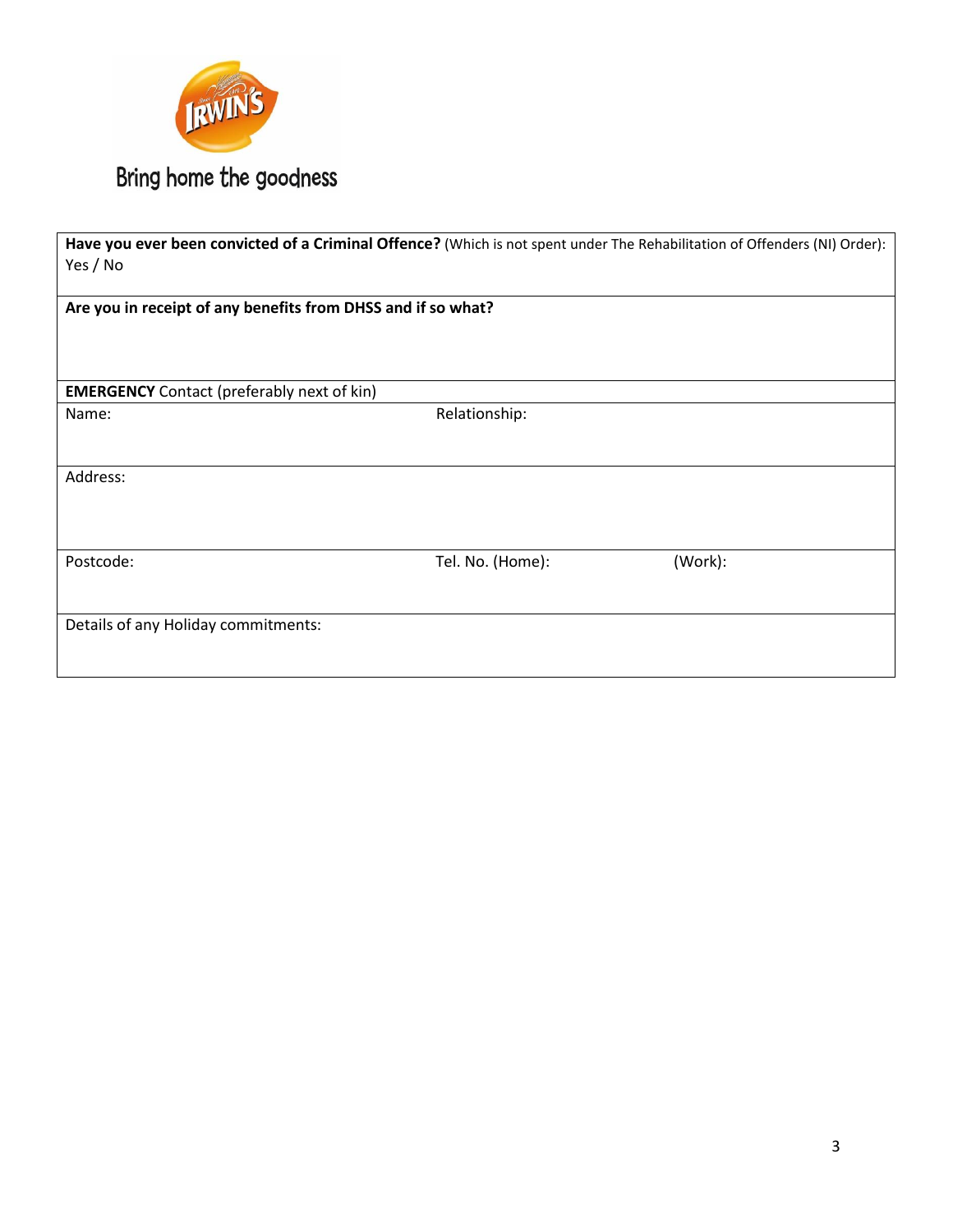Bring home the goodness

**Have you ever been convicted of a Criminal Offence?** (Which is not spent under The Rehabilitation of Offenders (NI) Order): Yes / No

**Are you in receipt of any benefits from DHSS and if so what?**

**EMERGENCY** Contact (preferably next of kin)

| Name: | Relationship: | |
|---|---|---|
| Address: | | |
| Postcode: | Tel. No. (Home): | (Work): |

Details of any Holiday commitments: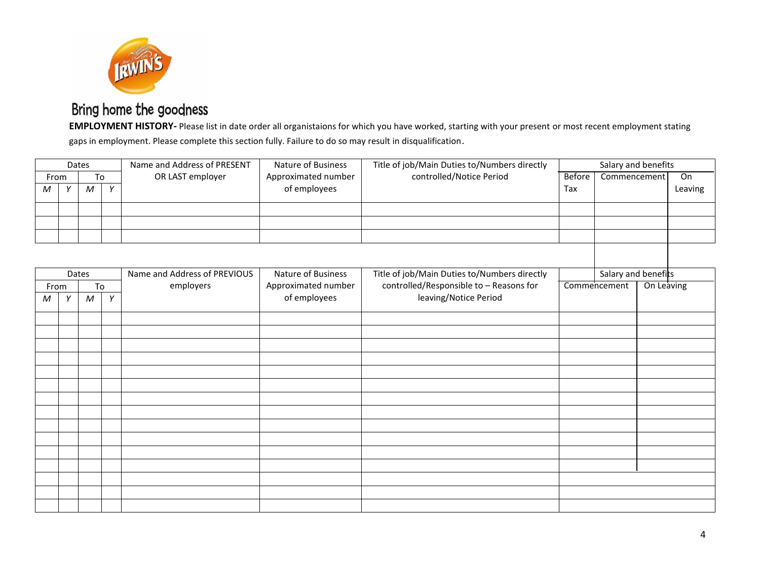Bring home the goodness

**EMPLOYMENT HISTORY-** Please list in date order all organistaions for which you have worked, starting with your present or most recent employment stating gaps in employment. Please complete this section fully. Failure to do so may result in disqualification.

| Dates | | | | Name and Address of PRESENT OR LAST employer | Nature of Business Approximated number of employees | Title of job/Main Duties to/Numbers directly controlled/Notice Period | Salary and benefits | | |
|---|---|---|---|---|---|---|---|---|---|
| From | | To | | | | | Before Tax | Commencement | On Leaving |
| M | Y | M | Y | | | | | | |
| | | | | | | | | | |
| | | | | | | | | | |
| | | | | | | | | | |

| Dates | | | | Name and Address of PREVIOUS employers | Nature of Business Approximated number of employees | Title of job/Main Duties to/Numbers directly controlled/Responsible to – Reasons for leaving/Notice Period | Salary and benefits | |
|---|---|---|---|---|---|---|---|---|
| From | | To | | | | | Commencement | On Leaving |
| M | Y | M | Y | | | | | |
| | | | | | | | | |
| | | | | | | | | |
| | | | | | | | | |
| | | | | | | | | |
| | | | | | | | | |
| | | | | | | | | |
| | | | | | | | | |
| | | | | | | | | |
| | | | | | | | | |
| | | | | | | | | |
| | | | | | | | | |
| | | | | | | | | |
| | | | | | | | | |
| | | | | | | | | |
| | | | | | | | | |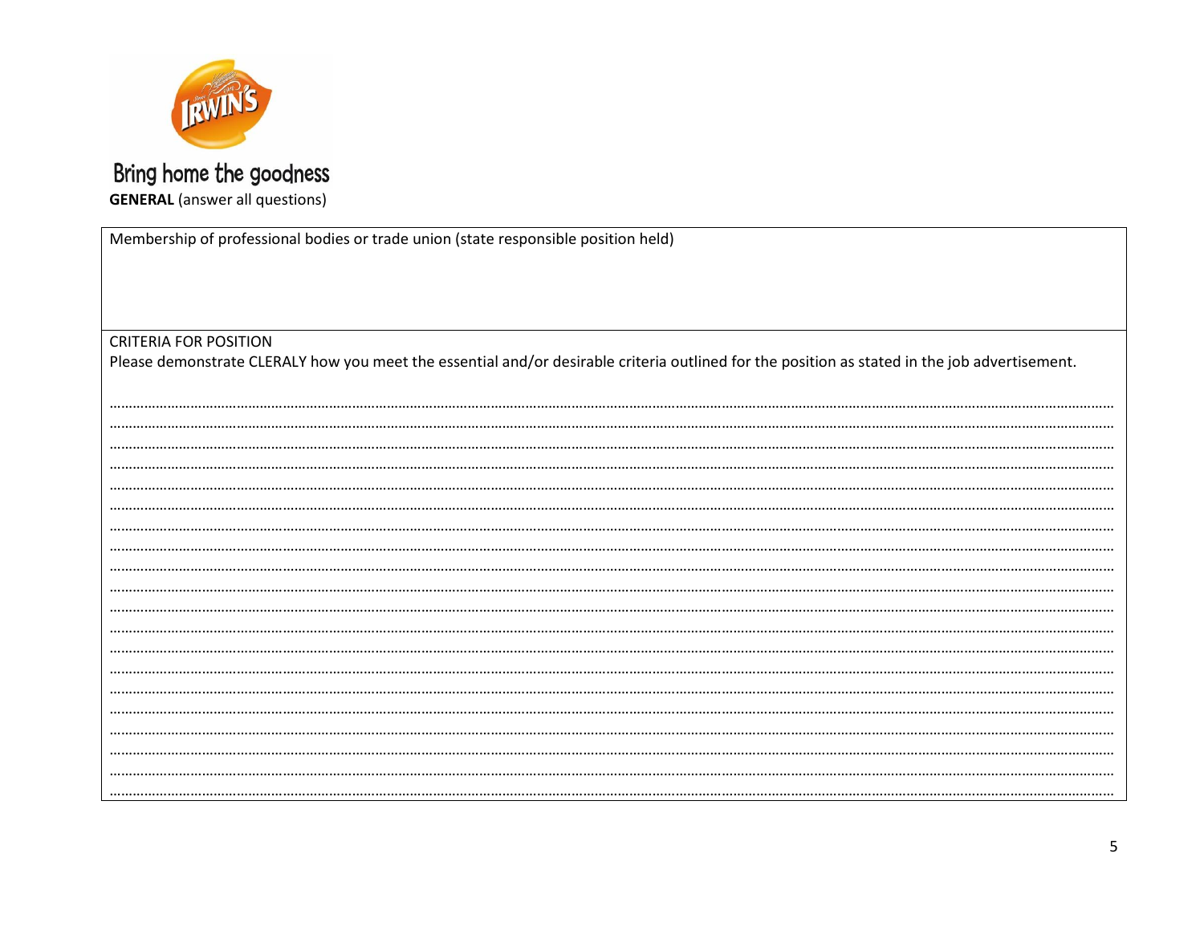Bring home the goodness

**GENERAL** (answer all questions)

| Membership of professional bodies or trade union (state responsible position held) |
|---|
| |
| CRITERIA FOR POSITION<br>Please demonstrate CLERALY how you meet the essential and/or desirable criteria outlined for the position as stated in the job advertisement.<br><br>……………………………………………………………………………………………………………………………………………………………………………………<br>……………………………………………………………………………………………………………………………………………………………………………………<br>……………………………………………………………………………………………………………………………………………………………………………………<br>……………………………………………………………………………………………………………………………………………………………………………………<br>……………………………………………………………………………………………………………………………………………………………………………………<br>……………………………………………………………………………………………………………………………………………………………………………………<br>……………………………………………………………………………………………………………………………………………………………………………………<br>……………………………………………………………………………………………………………………………………………………………………………………<br>……………………………………………………………………………………………………………………………………………………………………………………<br>……………………………………………………………………………………………………………………………………………………………………………………<br>……………………………………………………………………………………………………………………………………………………………………………………<br>……………………………………………………………………………………………………………………………………………………………………………………<br>……………………………………………………………………………………………………………………………………………………………………………………<br>……………………………………………………………………………………………………………………………………………………………………………………<br>……………………………………………………………………………………………………………………………………………………………………………………<br>……………………………………………………………………………………………………………………………………………………………………………………<br>……………………………………………………………………………………………………………………………………………………………………………………<br>……………………………………………………………………………………………………………………………………………………………………………………<br>……………………………………………………………………………………………………………………………………………………………………………………<br>…………………………………………………………………………………………………………………………………………………………………………………… |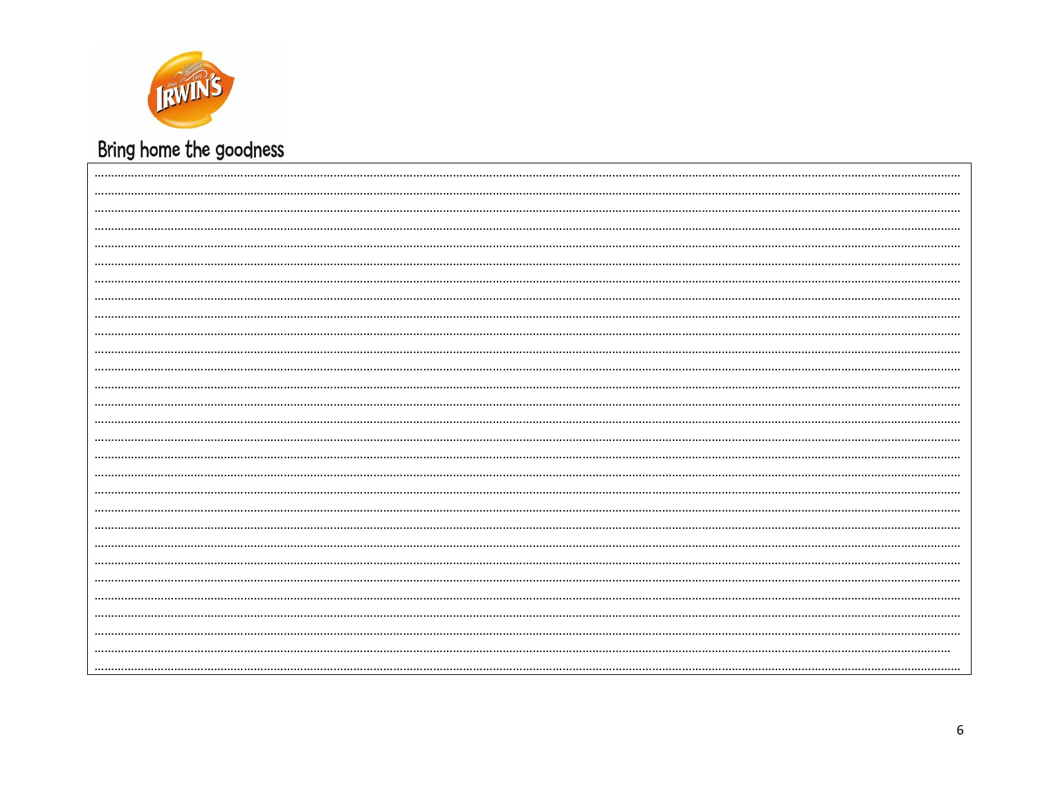Bring home the goodness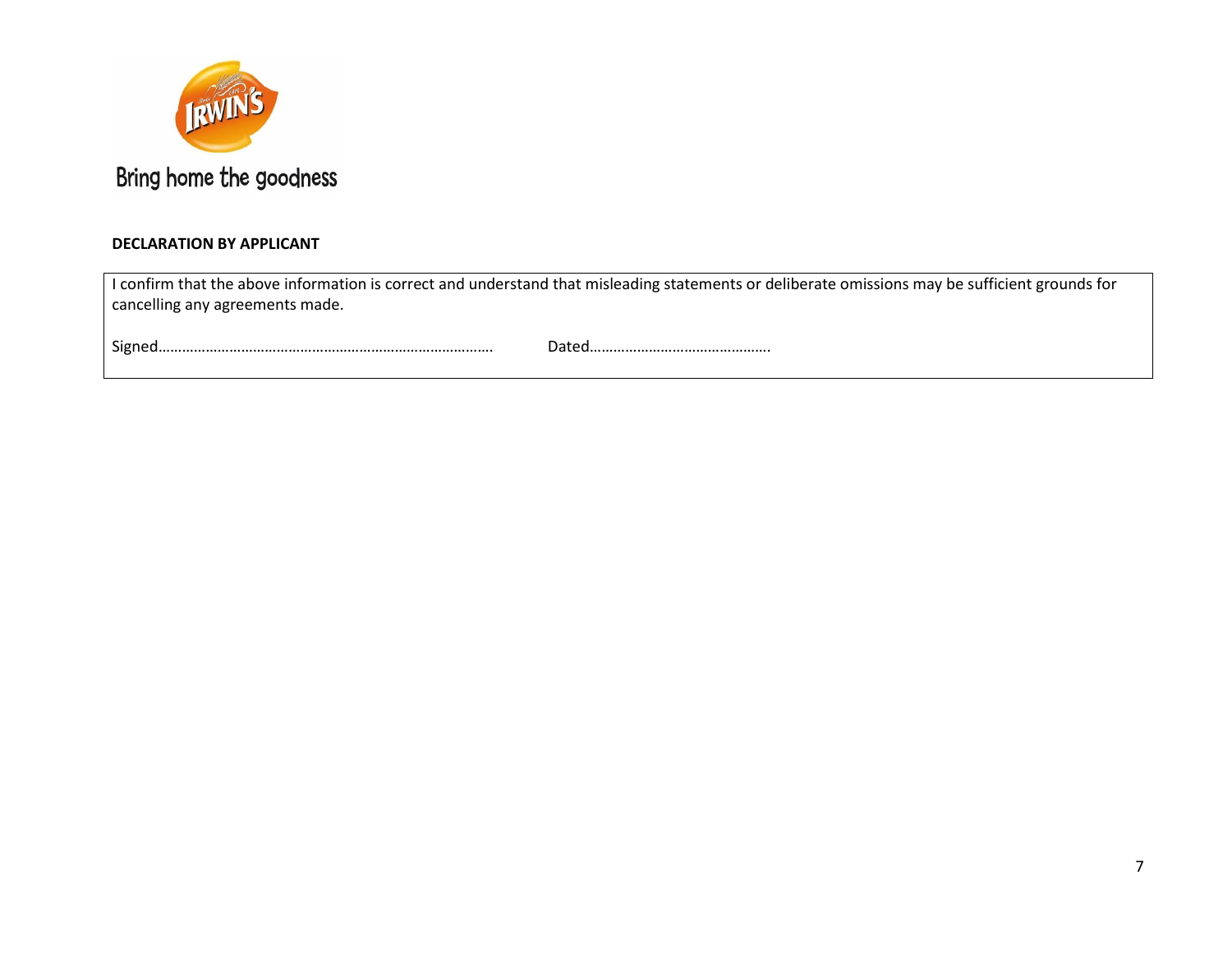Bring home the goodness

**DECLARATION BY APPLICANT**

I confirm that the above information is correct and understand that misleading statements or deliberate omissions may be sufficient grounds for cancelling any agreements made.

Signed…………………………………………………………………………    Dated……………………………………….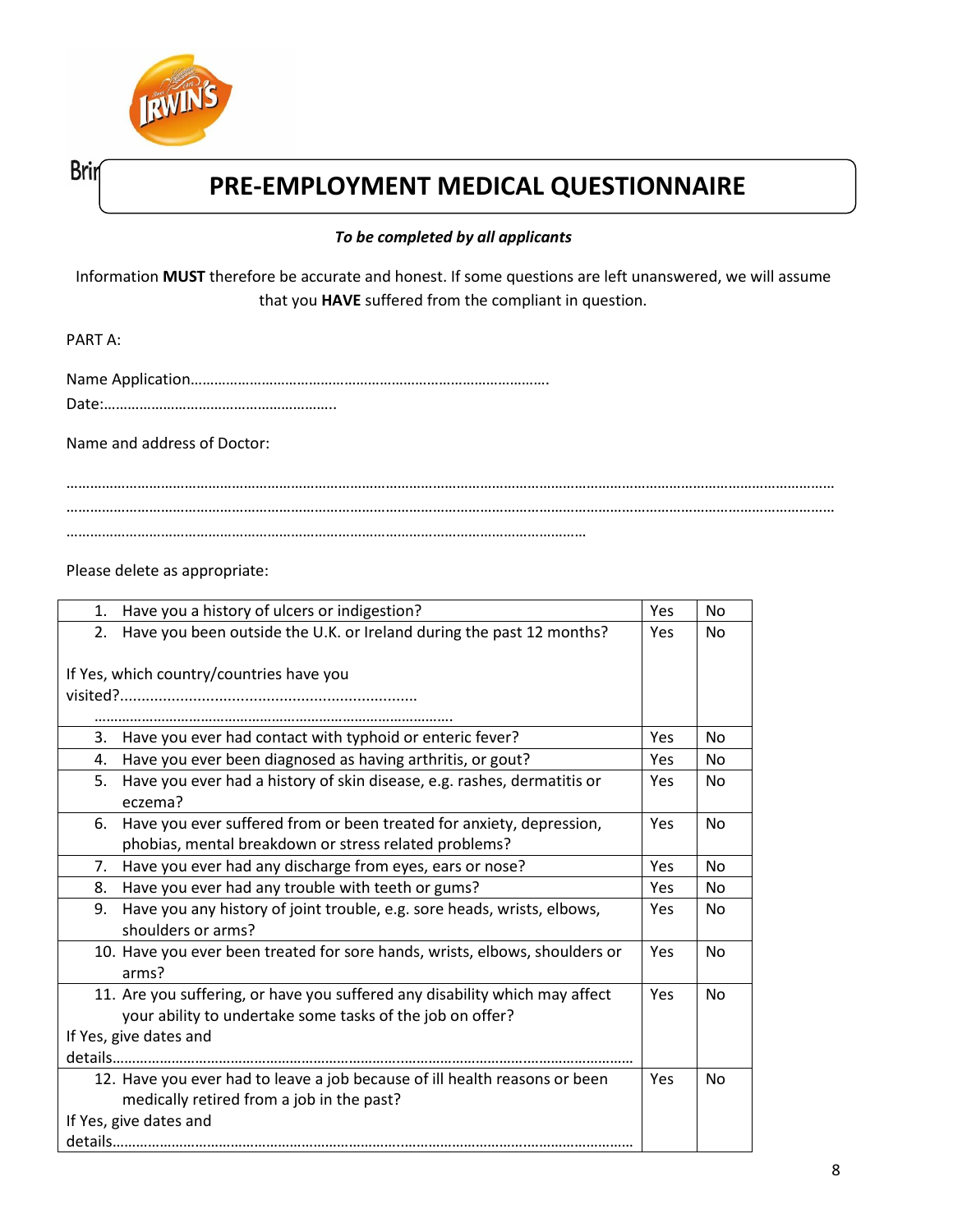# PRE-EMPLOYMENT MEDICAL QUESTIONNAIRE

***To be completed by all applicants***

Information **MUST** therefore be accurate and honest. If some questions are left unanswered, we will assume that you **HAVE** suffered from the compliant in question.

PART A:

Name Application………………………………………………………………………………

Date:…………………………………………………..

Name and address of Doctor:

……………………………………………………………………………………………………………………………………………………………………

……………………………………………………………………………………………………………………………………………………………………

…………………………………………………………………………………………………………………………

Please delete as appropriate:

| | | |
|---|---|---|
| 1. Have you a history of ulcers or indigestion? | Yes | No |
| 2. Have you been outside the U.K. or Ireland during the past 12 months? <br><br> If Yes, which country/countries have you visited?.................................................................... <br> ……………………………………………………………………………… | Yes | No |
| 3. Have you ever had contact with typhoid or enteric fever? | Yes | No |
| 4. Have you ever been diagnosed as having arthritis, or gout? | Yes | No |
| 5. Have you ever had a history of skin disease, e.g. rashes, dermatitis or eczema? | Yes | No |
| 6. Have you ever suffered from or been treated for anxiety, depression, phobias, mental breakdown or stress related problems? | Yes | No |
| 7. Have you ever had any discharge from eyes, ears or nose? | Yes | No |
| 8. Have you ever had any trouble with teeth or gums? | Yes | No |
| 9. Have you any history of joint trouble, e.g. sore heads, wrists, elbows, shoulders or arms? | Yes | No |
| 10. Have you ever been treated for sore hands, wrists, elbows, shoulders or arms? | Yes | No |
| 11. Are you suffering, or have you suffered any disability which may affect your ability to undertake some tasks of the job on offer? <br> If Yes, give dates and details…………………………………………………………………………………………………………… | Yes | No |
| 12. Have you ever had to leave a job because of ill health reasons or been medically retired from a job in the past? <br> If Yes, give dates and details…………………………………………………………………………………………………………… | Yes | No |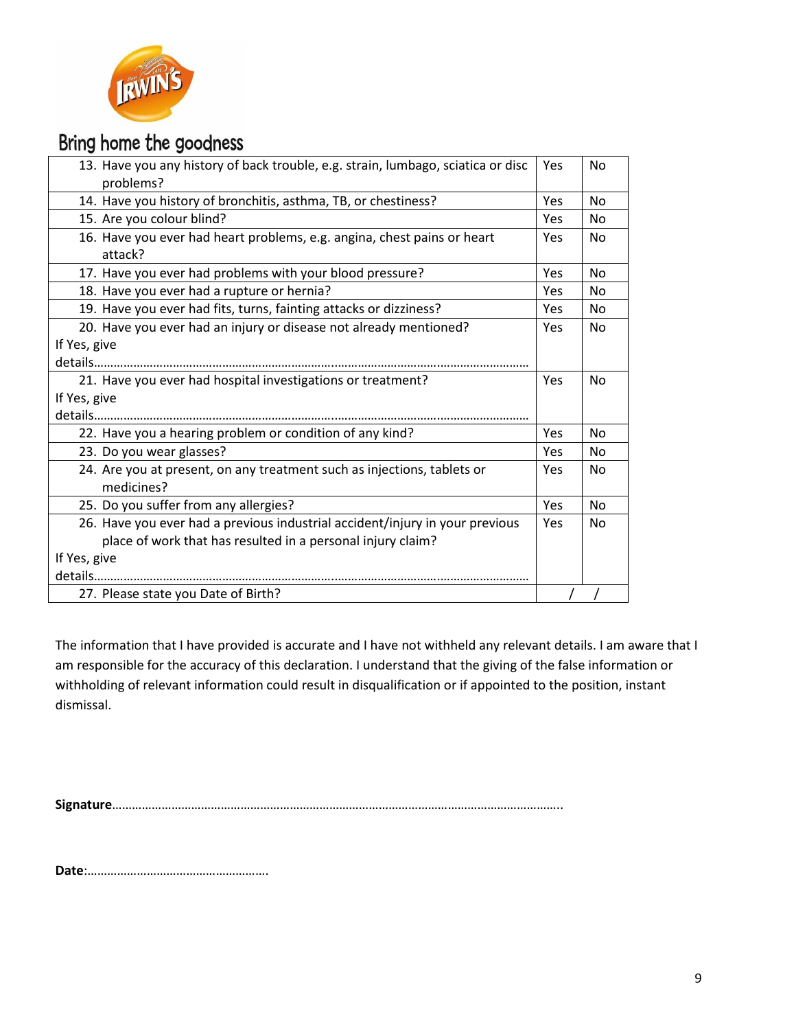Bring home the goodness

| Question | | |
|---|---|---|
| 13. Have you any history of back trouble, e.g. strain, lumbago, sciatica or disc problems? | Yes | No |
| 14. Have you history of bronchitis, asthma, TB, or chestiness? | Yes | No |
| 15. Are you colour blind? | Yes | No |
| 16. Have you ever had heart problems, e.g. angina, chest pains or heart attack? | Yes | No |
| 17. Have you ever had problems with your blood pressure? | Yes | No |
| 18. Have you ever had a rupture or hernia? | Yes | No |
| 19. Have you ever had fits, turns, fainting attacks or dizziness? | Yes | No |
| 20. Have you ever had an injury or disease not already mentioned? If Yes, give details………………………………………………………………………………………………………… | Yes | No |
| 21. Have you ever had hospital investigations or treatment? If Yes, give details………………………………………………………………………………………………………… | Yes | No |
| 22. Have you a hearing problem or condition of any kind? | Yes | No |
| 23. Do you wear glasses? | Yes | No |
| 24. Are you at present, on any treatment such as injections, tablets or medicines? | Yes | No |
| 25. Do you suffer from any allergies? | Yes | No |
| 26. Have you ever had a previous industrial accident/injury in your previous place of work that has resulted in a personal injury claim? If Yes, give details………………………………………………………………………………………………………… | Yes | No |
| 27. Please state you Date of Birth? | / / | |

The information that I have provided is accurate and I have not withheld any relevant details. I am aware that I am responsible for the accuracy of this declaration. I understand that the giving of the false information or withholding of relevant information could result in disqualification or if appointed to the position, instant dismissal.

**Signature**……………………………………………………………………………………………………………………..

**Date**:……………………………………………….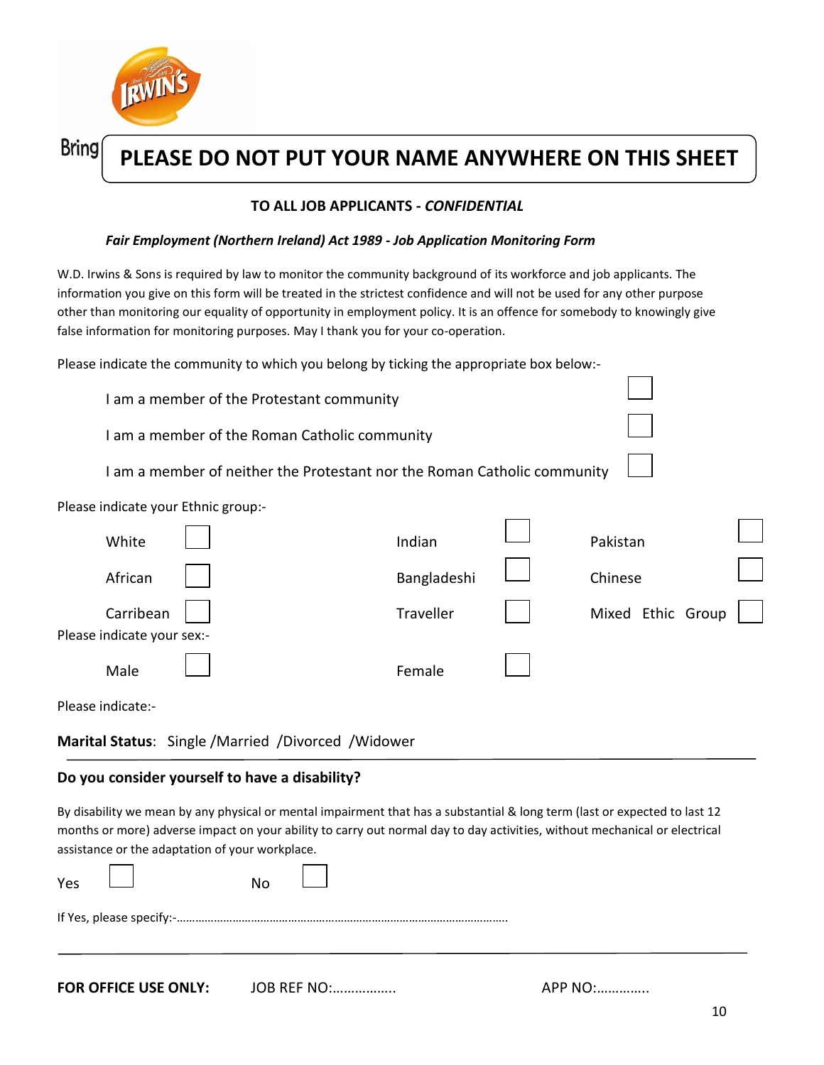Bring

**PLEASE DO NOT PUT YOUR NAME ANYWHERE ON THIS SHEET**

**TO ALL JOB APPLICANTS - *CONFIDENTIAL***

***Fair Employment (Northern Ireland) Act 1989 - Job Application Monitoring Form***

W.D. Irwins & Sons is required by law to monitor the community background of its workforce and job applicants. The information you give on this form will be treated in the strictest confidence and will not be used for any other purpose other than monitoring our equality of opportunity in employment policy. It is an offence for somebody to knowingly give false information for monitoring purposes. May I thank you for your co-operation.

Please indicate the community to which you belong by ticking the appropriate box below:-

- I am a member of the Protestant community ☐
- I am a member of the Roman Catholic community ☐
- I am a member of neither the Protestant nor the Roman Catholic community ☐

Please indicate your Ethnic group:-

| | | | | | |
|---|---|---|---|---|---|
| White | ☐ | Indian | ☐ | Pakistan | ☐ |
| African | ☐ | Bangladeshi | ☐ | Chinese | ☐ |
| Carribean | ☐ | Traveller | ☐ | Mixed Ethic Group | ☐ |

Please indicate your sex:-

Male ☐ Female ☐

Please indicate:-

**Marital Status**: Single /Married /Divorced /Widower

**Do you consider yourself to have a disability?**

By disability we mean by any physical or mental impairment that has a substantial & long term (last or expected to last 12 months or more) adverse impact on your ability to carry out normal day to day activities, without mechanical or electrical assistance or the adaptation of your workplace.

Yes ☐ No ☐

If Yes, please specify:-………………………………………………………………………………………………….

**FOR OFFICE USE ONLY:** JOB REF NO:…………….. APP NO:…………..